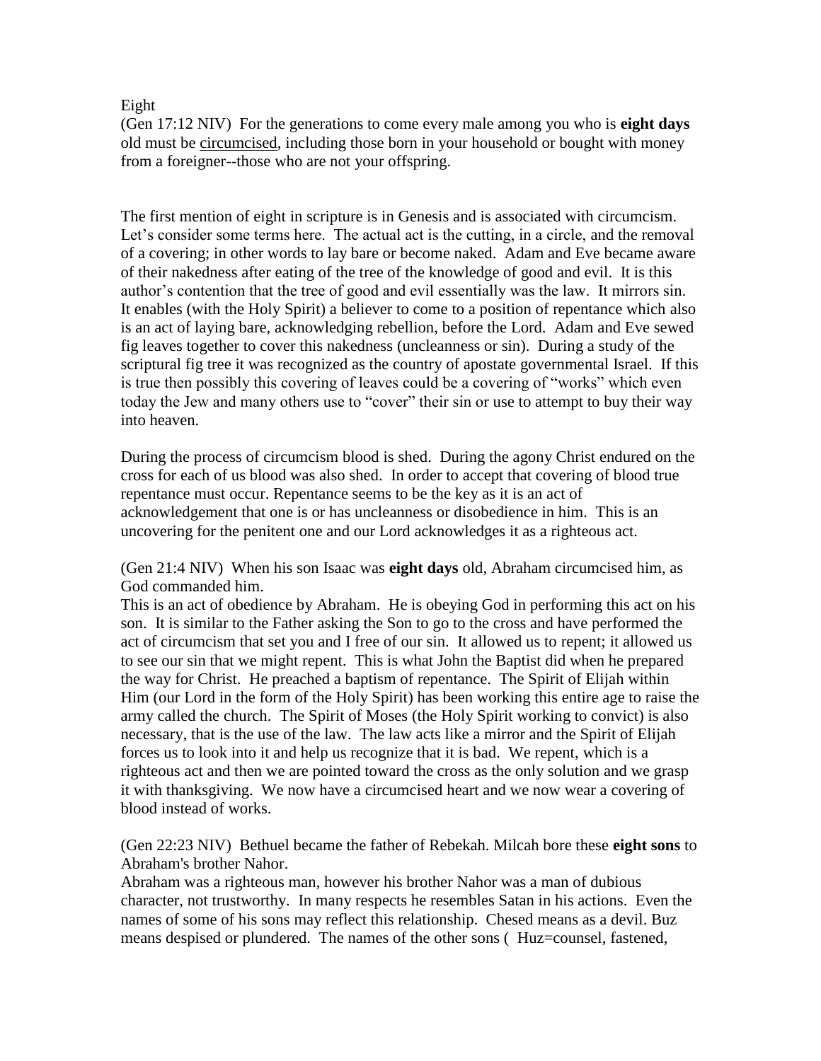# Eight

(Gen 17:12 NIV) For the generations to come every male among you who is **eight days** old must be <u>circumcised</u>, including those born in your household or bought with money from a foreigner--those who are not your offspring.

The first mention of eight in scripture is in Genesis and is associated with circumcism. Let's consider some terms here. The actual act is the cutting, in a circle, and the removal of a covering; in other words to lay bare or become naked. Adam and Eve became aware of their nakedness after eating of the tree of the knowledge of good and evil. It is this author's contention that the tree of good and evil essentially was the law. It mirrors sin. It enables (with the Holy Spirit) a believer to come to a position of repentance which also is an act of laying bare, acknowledging rebellion, before the Lord. Adam and Eve sewed fig leaves together to cover this nakedness (uncleanness or sin). During a study of the scriptural fig tree it was recognized as the country of apostate governmental Israel. If this is true then possibly this covering of leaves could be a covering of "works" which even today the Jew and many others use to "cover" their sin or use to attempt to buy their way into heaven.

During the process of circumcism blood is shed. During the agony Christ endured on the cross for each of us blood was also shed. In order to accept that covering of blood true repentance must occur. Repentance seems to be the key as it is an act of acknowledgement that one is or has uncleanness or disobedience in him. This is an uncovering for the penitent one and our Lord acknowledges it as a righteous act.

(Gen 21:4 NIV) When his son Isaac was **eight days** old, Abraham circumcised him, as God commanded him.
This is an act of obedience by Abraham. He is obeying God in performing this act on his son. It is similar to the Father asking the Son to go to the cross and have performed the act of circumcism that set you and I free of our sin. It allowed us to repent; it allowed us to see our sin that we might repent. This is what John the Baptist did when he prepared the way for Christ. He preached a baptism of repentance. The Spirit of Elijah within Him (our Lord in the form of the Holy Spirit) has been working this entire age to raise the army called the church. The Spirit of Moses (the Holy Spirit working to convict) is also necessary, that is the use of the law. The law acts like a mirror and the Spirit of Elijah forces us to look into it and help us recognize that it is bad. We repent, which is a righteous act and then we are pointed toward the cross as the only solution and we grasp it with thanksgiving. We now have a circumcised heart and we now wear a covering of blood instead of works.

(Gen 22:23 NIV) Bethuel became the father of Rebekah. Milcah bore these **eight sons** to Abraham's brother Nahor.
Abraham was a righteous man, however his brother Nahor was a man of dubious character, not trustworthy. In many respects he resembles Satan in his actions. Even the names of some of his sons may reflect this relationship. Chesed means as a devil. Buz means despised or plundered. The names of the other sons ( Huz=counsel, fastened,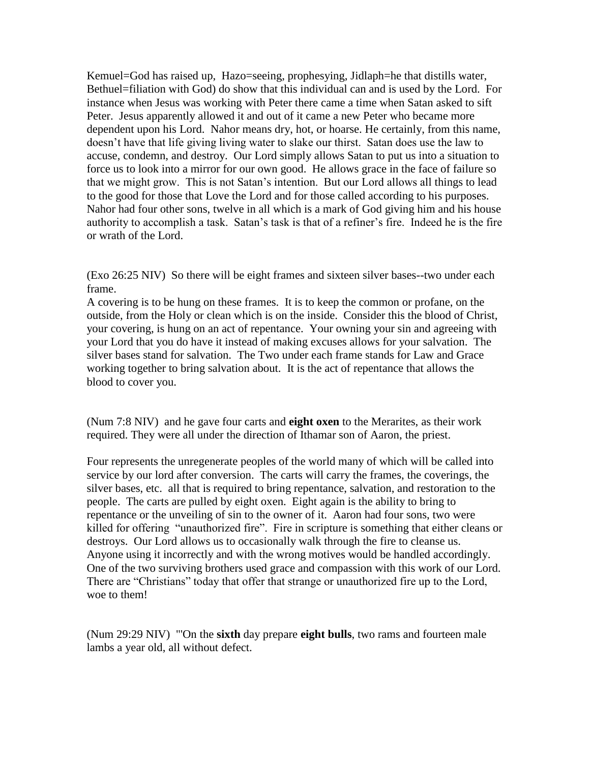Kemuel=God has raised up, Hazo=seeing, prophesying, Jidlaph=he that distills water, Bethuel=filiation with God) do show that this individual can and is used by the Lord. For instance when Jesus was working with Peter there came a time when Satan asked to sift Peter. Jesus apparently allowed it and out of it came a new Peter who became more dependent upon his Lord. Nahor means dry, hot, or hoarse. He certainly, from this name, doesn't have that life giving living water to slake our thirst. Satan does use the law to accuse, condemn, and destroy. Our Lord simply allows Satan to put us into a situation to force us to look into a mirror for our own good. He allows grace in the face of failure so that we might grow. This is not Satan's intention. But our Lord allows all things to lead to the good for those that Love the Lord and for those called according to his purposes. Nahor had four other sons, twelve in all which is a mark of God giving him and his house authority to accomplish a task. Satan's task is that of a refiner's fire. Indeed he is the fire or wrath of the Lord.

(Exo 26:25 NIV) So there will be eight frames and sixteen silver bases--two under each frame.

A covering is to be hung on these frames. It is to keep the common or profane, on the outside, from the Holy or clean which is on the inside. Consider this the blood of Christ, your covering, is hung on an act of repentance. Your owning your sin and agreeing with your Lord that you do have it instead of making excuses allows for your salvation. The silver bases stand for salvation. The Two under each frame stands for Law and Grace working together to bring salvation about. It is the act of repentance that allows the blood to cover you.

(Num 7:8 NIV) and he gave four carts and **eight oxen** to the Merarites, as their work required. They were all under the direction of Ithamar son of Aaron, the priest.

Four represents the unregenerate peoples of the world many of which will be called into service by our lord after conversion. The carts will carry the frames, the coverings, the silver bases, etc. all that is required to bring repentance, salvation, and restoration to the people. The carts are pulled by eight oxen. Eight again is the ability to bring to repentance or the unveiling of sin to the owner of it. Aaron had four sons, two were killed for offering "unauthorized fire". Fire in scripture is something that either cleans or destroys. Our Lord allows us to occasionally walk through the fire to cleanse us. Anyone using it incorrectly and with the wrong motives would be handled accordingly. One of the two surviving brothers used grace and compassion with this work of our Lord. There are "Christians" today that offer that strange or unauthorized fire up to the Lord, woe to them!

(Num 29:29 NIV) "'On the **sixth** day prepare **eight bulls**, two rams and fourteen male lambs a year old, all without defect.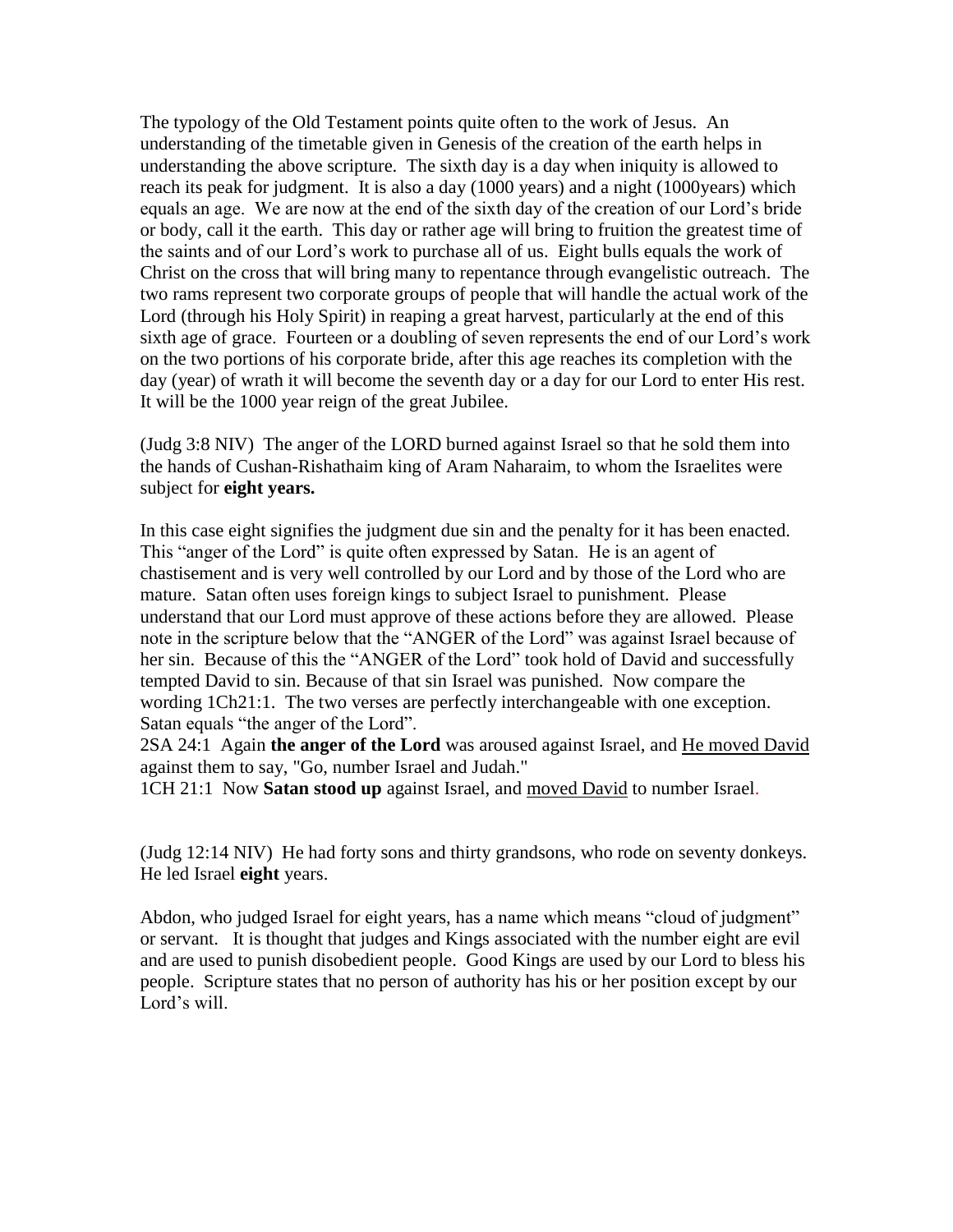The typology of the Old Testament points quite often to the work of Jesus. An understanding of the timetable given in Genesis of the creation of the earth helps in understanding the above scripture. The sixth day is a day when iniquity is allowed to reach its peak for judgment. It is also a day (1000 years) and a night (1000years) which equals an age. We are now at the end of the sixth day of the creation of our Lord's bride or body, call it the earth. This day or rather age will bring to fruition the greatest time of the saints and of our Lord's work to purchase all of us. Eight bulls equals the work of Christ on the cross that will bring many to repentance through evangelistic outreach. The two rams represent two corporate groups of people that will handle the actual work of the Lord (through his Holy Spirit) in reaping a great harvest, particularly at the end of this sixth age of grace. Fourteen or a doubling of seven represents the end of our Lord's work on the two portions of his corporate bride, after this age reaches its completion with the day (year) of wrath it will become the seventh day or a day for our Lord to enter His rest. It will be the 1000 year reign of the great Jubilee.

(Judg 3:8 NIV) The anger of the LORD burned against Israel so that he sold them into the hands of Cushan-Rishathaim king of Aram Naharaim, to whom the Israelites were subject for **eight years.**

In this case eight signifies the judgment due sin and the penalty for it has been enacted. This "anger of the Lord" is quite often expressed by Satan. He is an agent of chastisement and is very well controlled by our Lord and by those of the Lord who are mature. Satan often uses foreign kings to subject Israel to punishment. Please understand that our Lord must approve of these actions before they are allowed. Please note in the scripture below that the "ANGER of the Lord" was against Israel because of her sin. Because of this the "ANGER of the Lord" took hold of David and successfully tempted David to sin. Because of that sin Israel was punished. Now compare the wording 1Ch21:1. The two verses are perfectly interchangeable with one exception. Satan equals "the anger of the Lord".

2SA 24:1 Again **the anger of the Lord** was aroused against Israel, and He moved David against them to say, "Go, number Israel and Judah."

1CH 21:1 Now **Satan stood up** against Israel, and moved David to number Israel.

(Judg 12:14 NIV) He had forty sons and thirty grandsons, who rode on seventy donkeys. He led Israel **eight** years.

Abdon, who judged Israel for eight years, has a name which means "cloud of judgment" or servant. It is thought that judges and Kings associated with the number eight are evil and are used to punish disobedient people. Good Kings are used by our Lord to bless his people. Scripture states that no person of authority has his or her position except by our Lord's will.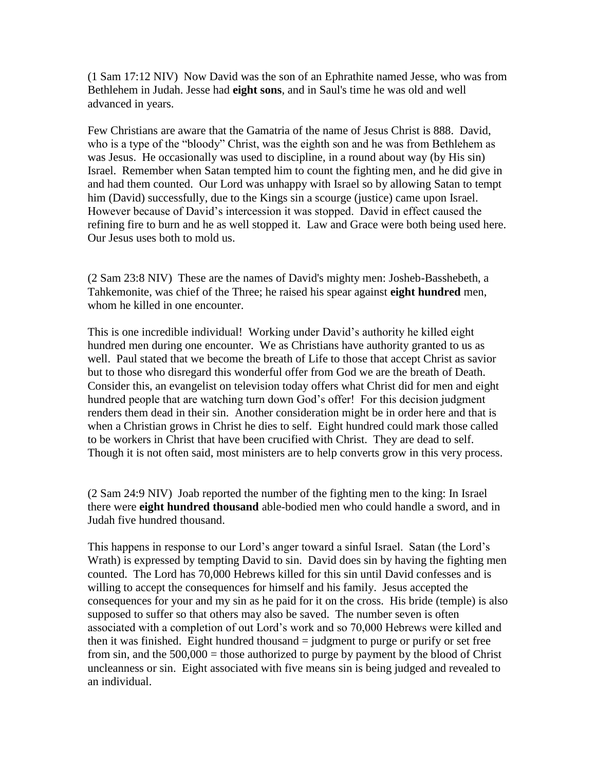(1 Sam 17:12 NIV) Now David was the son of an Ephrathite named Jesse, who was from Bethlehem in Judah. Jesse had **eight sons**, and in Saul's time he was old and well advanced in years.

Few Christians are aware that the Gamatria of the name of Jesus Christ is 888. David, who is a type of the "bloody" Christ, was the eighth son and he was from Bethlehem as was Jesus. He occasionally was used to discipline, in a round about way (by His sin) Israel. Remember when Satan tempted him to count the fighting men, and he did give in and had them counted. Our Lord was unhappy with Israel so by allowing Satan to tempt him (David) successfully, due to the Kings sin a scourge (justice) came upon Israel. However because of David's intercession it was stopped. David in effect caused the refining fire to burn and he as well stopped it. Law and Grace were both being used here. Our Jesus uses both to mold us.

(2 Sam 23:8 NIV) These are the names of David's mighty men: Josheb-Basshebeth, a Tahkemonite, was chief of the Three; he raised his spear against **eight hundred** men, whom he killed in one encounter.

This is one incredible individual! Working under David's authority he killed eight hundred men during one encounter. We as Christians have authority granted to us as well. Paul stated that we become the breath of Life to those that accept Christ as savior but to those who disregard this wonderful offer from God we are the breath of Death. Consider this, an evangelist on television today offers what Christ did for men and eight hundred people that are watching turn down God's offer! For this decision judgment renders them dead in their sin. Another consideration might be in order here and that is when a Christian grows in Christ he dies to self. Eight hundred could mark those called to be workers in Christ that have been crucified with Christ. They are dead to self. Though it is not often said, most ministers are to help converts grow in this very process.

(2 Sam 24:9 NIV) Joab reported the number of the fighting men to the king: In Israel there were **eight hundred thousand** able-bodied men who could handle a sword, and in Judah five hundred thousand.

This happens in response to our Lord's anger toward a sinful Israel. Satan (the Lord's Wrath) is expressed by tempting David to sin. David does sin by having the fighting men counted. The Lord has 70,000 Hebrews killed for this sin until David confesses and is willing to accept the consequences for himself and his family. Jesus accepted the consequences for your and my sin as he paid for it on the cross. His bride (temple) is also supposed to suffer so that others may also be saved. The number seven is often associated with a completion of out Lord's work and so 70,000 Hebrews were killed and then it was finished. Eight hundred thousand = judgment to purge or purify or set free from sin, and the 500,000 = those authorized to purge by payment by the blood of Christ uncleanness or sin. Eight associated with five means sin is being judged and revealed to an individual.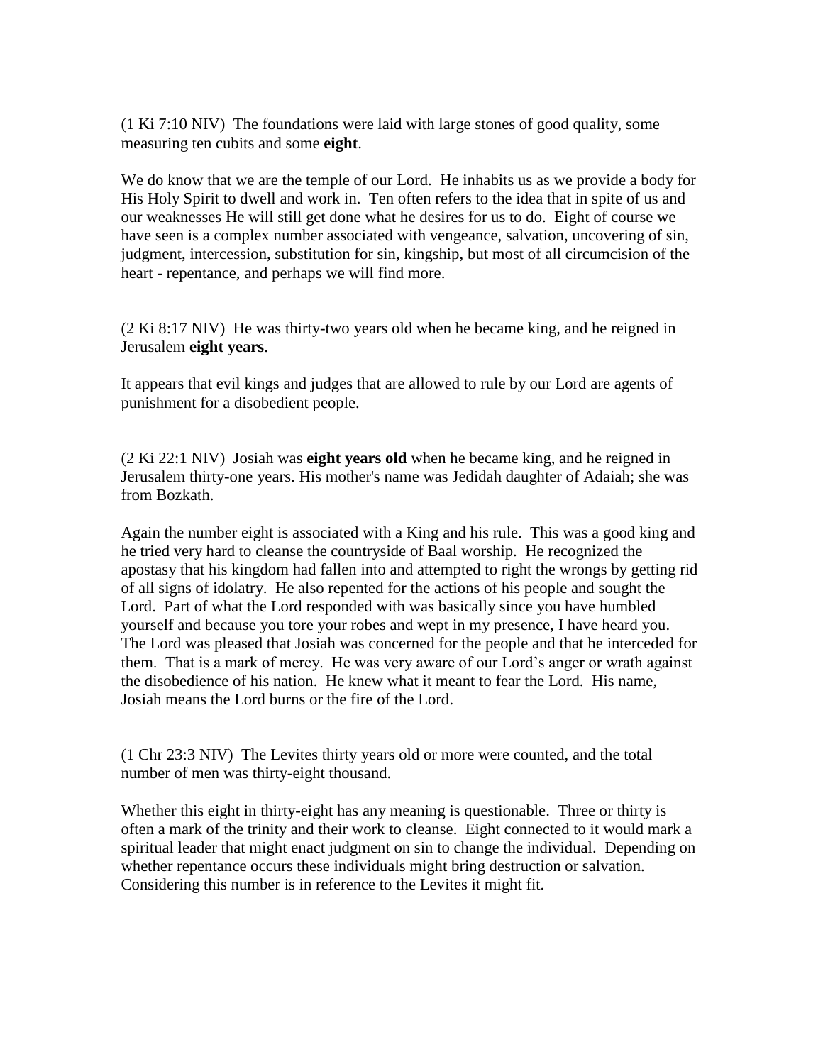(1 Ki 7:10 NIV)  The foundations were laid with large stones of good quality, some measuring ten cubits and some **eight**.

We do know that we are the temple of our Lord.  He inhabits us as we provide a body for His Holy Spirit to dwell and work in.  Ten often refers to the idea that in spite of us and our weaknesses He will still get done what he desires for us to do.  Eight of course we have seen is a complex number associated with vengeance, salvation, uncovering of sin, judgment, intercession, substitution for sin, kingship, but most of all circumcision of the heart - repentance, and perhaps we will find more.

(2 Ki 8:17 NIV)  He was thirty-two years old when he became king, and he reigned in Jerusalem **eight years**.

It appears that evil kings and judges that are allowed to rule by our Lord are agents of punishment for a disobedient people.

(2 Ki 22:1 NIV)  Josiah was **eight years old** when he became king, and he reigned in Jerusalem thirty-one years. His mother's name was Jedidah daughter of Adaiah; she was from Bozkath.

Again the number eight is associated with a King and his rule.  This was a good king and he tried very hard to cleanse the countryside of Baal worship.  He recognized the apostasy that his kingdom had fallen into and attempted to right the wrongs by getting rid of all signs of idolatry.  He also repented for the actions of his people and sought the Lord.  Part of what the Lord responded with was basically since you have humbled yourself and because you tore your robes and wept in my presence, I have heard you.  The Lord was pleased that Josiah was concerned for the people and that he interceded for them.  That is a mark of mercy.  He was very aware of our Lord's anger or wrath against the disobedience of his nation.  He knew what it meant to fear the Lord.  His name, Josiah means the Lord burns or the fire of the Lord.

(1 Chr 23:3 NIV)  The Levites thirty years old or more were counted, and the total number of men was thirty-eight thousand.

Whether this eight in thirty-eight has any meaning is questionable.  Three or thirty is often a mark of the trinity and their work to cleanse.  Eight connected to it would mark a spiritual leader that might enact judgment on sin to change the individual.  Depending on whether repentance occurs these individuals might bring destruction or salvation.  Considering this number is in reference to the Levites it might fit.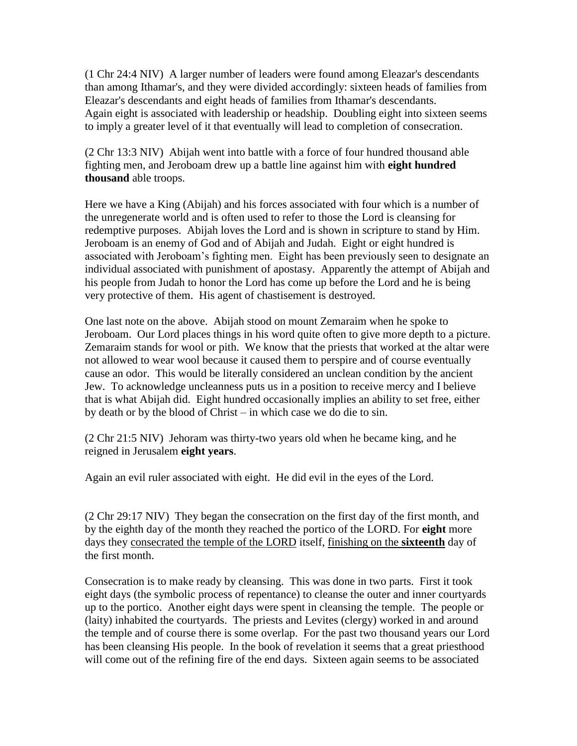(1 Chr 24:4 NIV) A larger number of leaders were found among Eleazar's descendants than among Ithamar's, and they were divided accordingly: sixteen heads of families from Eleazar's descendants and eight heads of families from Ithamar's descendants.
Again eight is associated with leadership or headship. Doubling eight into sixteen seems to imply a greater level of it that eventually will lead to completion of consecration.

(2 Chr 13:3 NIV) Abijah went into battle with a force of four hundred thousand able fighting men, and Jeroboam drew up a battle line against him with **eight hundred thousand** able troops.

Here we have a King (Abijah) and his forces associated with four which is a number of the unregenerate world and is often used to refer to those the Lord is cleansing for redemptive purposes. Abijah loves the Lord and is shown in scripture to stand by Him. Jeroboam is an enemy of God and of Abijah and Judah. Eight or eight hundred is associated with Jeroboam's fighting men. Eight has been previously seen to designate an individual associated with punishment of apostasy. Apparently the attempt of Abijah and his people from Judah to honor the Lord has come up before the Lord and he is being very protective of them. His agent of chastisement is destroyed.

One last note on the above. Abijah stood on mount Zemaraim when he spoke to Jeroboam. Our Lord places things in his word quite often to give more depth to a picture. Zemaraim stands for wool or pith. We know that the priests that worked at the altar were not allowed to wear wool because it caused them to perspire and of course eventually cause an odor. This would be literally considered an unclean condition by the ancient Jew. To acknowledge uncleanness puts us in a position to receive mercy and I believe that is what Abijah did. Eight hundred occasionally implies an ability to set free, either by death or by the blood of Christ – in which case we do die to sin.

(2 Chr 21:5 NIV) Jehoram was thirty-two years old when he became king, and he reigned in Jerusalem **eight years**.

Again an evil ruler associated with eight. He did evil in the eyes of the Lord.

(2 Chr 29:17 NIV) They began the consecration on the first day of the first month, and by the eighth day of the month they reached the portico of the LORD. For **eight** more days they consecrated the temple of the LORD itself, finishing on the **sixteenth** day of the first month.

Consecration is to make ready by cleansing. This was done in two parts. First it took eight days (the symbolic process of repentance) to cleanse the outer and inner courtyards up to the portico. Another eight days were spent in cleansing the temple. The people or (laity) inhabited the courtyards. The priests and Levites (clergy) worked in and around the temple and of course there is some overlap. For the past two thousand years our Lord has been cleansing His people. In the book of revelation it seems that a great priesthood will come out of the refining fire of the end days. Sixteen again seems to be associated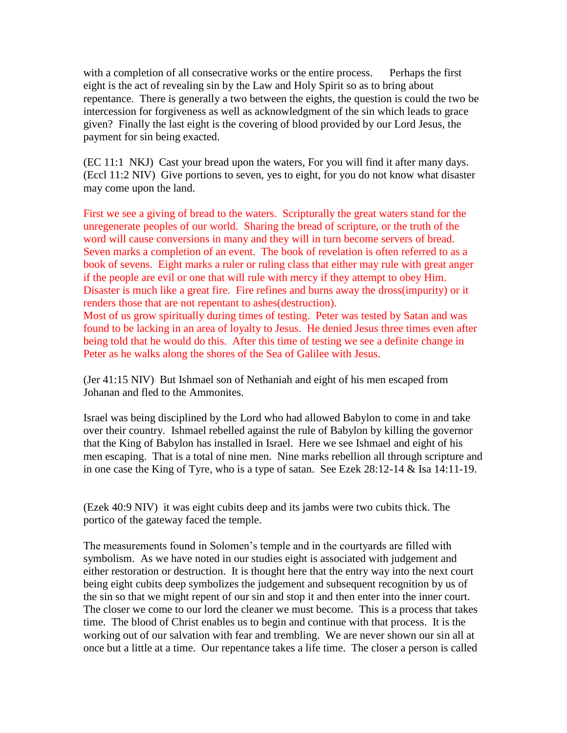with a completion of all consecrative works or the entire process. Perhaps the first eight is the act of revealing sin by the Law and Holy Spirit so as to bring about repentance. There is generally a two between the eights, the question is could the two be intercession for forgiveness as well as acknowledgment of the sin which leads to grace given? Finally the last eight is the covering of blood provided by our Lord Jesus, the payment for sin being exacted.

(EC 11:1 NKJ) Cast your bread upon the waters, For you will find it after many days.
(Eccl 11:2 NIV) Give portions to seven, yes to eight, for you do not know what disaster may come upon the land.

First we see a giving of bread to the waters. Scripturally the great waters stand for the unregenerate peoples of our world. Sharing the bread of scripture, or the truth of the word will cause conversions in many and they will in turn become servers of bread. Seven marks a completion of an event. The book of revelation is often referred to as a book of sevens. Eight marks a ruler or ruling class that either may rule with great anger if the people are evil or one that will rule with mercy if they attempt to obey Him. Disaster is much like a great fire. Fire refines and burns away the dross(impurity) or it renders those that are not repentant to ashes(destruction).
Most of us grow spiritually during times of testing. Peter was tested by Satan and was found to be lacking in an area of loyalty to Jesus. He denied Jesus three times even after being told that he would do this. After this time of testing we see a definite change in Peter as he walks along the shores of the Sea of Galilee with Jesus.

(Jer 41:15 NIV) But Ishmael son of Nethaniah and eight of his men escaped from Johanan and fled to the Ammonites.

Israel was being disciplined by the Lord who had allowed Babylon to come in and take over their country. Ishmael rebelled against the rule of Babylon by killing the governor that the King of Babylon has installed in Israel. Here we see Ishmael and eight of his men escaping. That is a total of nine men. Nine marks rebellion all through scripture and in one case the King of Tyre, who is a type of satan. See Ezek 28:12-14 & Isa 14:11-19.

(Ezek 40:9 NIV) it was eight cubits deep and its jambs were two cubits thick. The portico of the gateway faced the temple.

The measurements found in Solomen's temple and in the courtyards are filled with symbolism. As we have noted in our studies eight is associated with judgement and either restoration or destruction. It is thought here that the entry way into the next court being eight cubits deep symbolizes the judgement and subsequent recognition by us of the sin so that we might repent of our sin and stop it and then enter into the inner court. The closer we come to our lord the cleaner we must become. This is a process that takes time. The blood of Christ enables us to begin and continue with that process. It is the working out of our salvation with fear and trembling. We are never shown our sin all at once but a little at a time. Our repentance takes a life time. The closer a person is called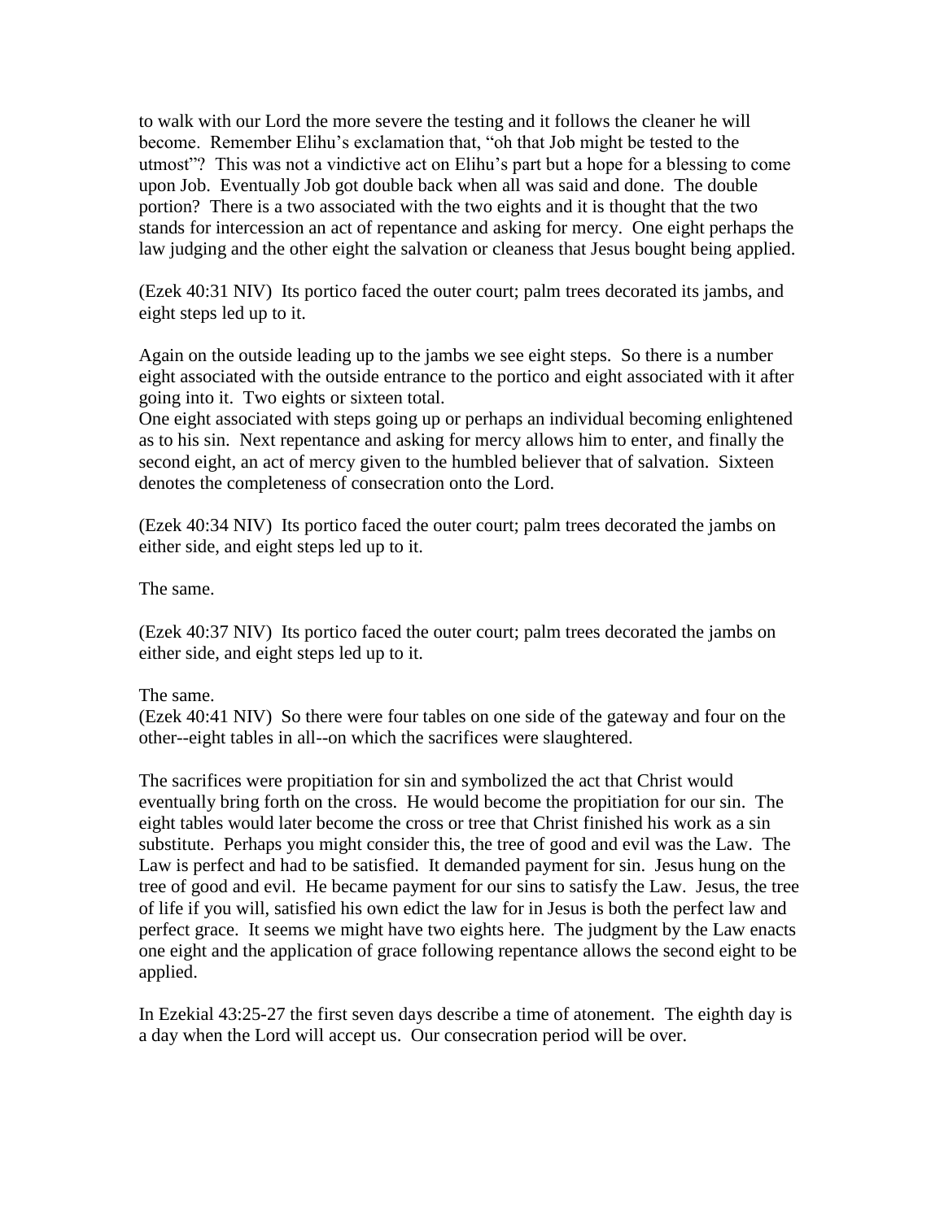to walk with our Lord the more severe the testing and it follows the cleaner he will become. Remember Elihu's exclamation that, "oh that Job might be tested to the utmost"? This was not a vindictive act on Elihu's part but a hope for a blessing to come upon Job. Eventually Job got double back when all was said and done. The double portion? There is a two associated with the two eights and it is thought that the two stands for intercession an act of repentance and asking for mercy. One eight perhaps the law judging and the other eight the salvation or cleaness that Jesus bought being applied.

(Ezek 40:31 NIV) Its portico faced the outer court; palm trees decorated its jambs, and eight steps led up to it.

Again on the outside leading up to the jambs we see eight steps. So there is a number eight associated with the outside entrance to the portico and eight associated with it after going into it. Two eights or sixteen total.
One eight associated with steps going up or perhaps an individual becoming enlightened as to his sin. Next repentance and asking for mercy allows him to enter, and finally the second eight, an act of mercy given to the humbled believer that of salvation. Sixteen denotes the completeness of consecration onto the Lord.

(Ezek 40:34 NIV) Its portico faced the outer court; palm trees decorated the jambs on either side, and eight steps led up to it.

The same.

(Ezek 40:37 NIV) Its portico faced the outer court; palm trees decorated the jambs on either side, and eight steps led up to it.

The same.
(Ezek 40:41 NIV) So there were four tables on one side of the gateway and four on the other--eight tables in all--on which the sacrifices were slaughtered.

The sacrifices were propitiation for sin and symbolized the act that Christ would eventually bring forth on the cross. He would become the propitiation for our sin. The eight tables would later become the cross or tree that Christ finished his work as a sin substitute. Perhaps you might consider this, the tree of good and evil was the Law. The Law is perfect and had to be satisfied. It demanded payment for sin. Jesus hung on the tree of good and evil. He became payment for our sins to satisfy the Law. Jesus, the tree of life if you will, satisfied his own edict the law for in Jesus is both the perfect law and perfect grace. It seems we might have two eights here. The judgment by the Law enacts one eight and the application of grace following repentance allows the second eight to be applied.

In Ezekial 43:25-27 the first seven days describe a time of atonement. The eighth day is a day when the Lord will accept us. Our consecration period will be over.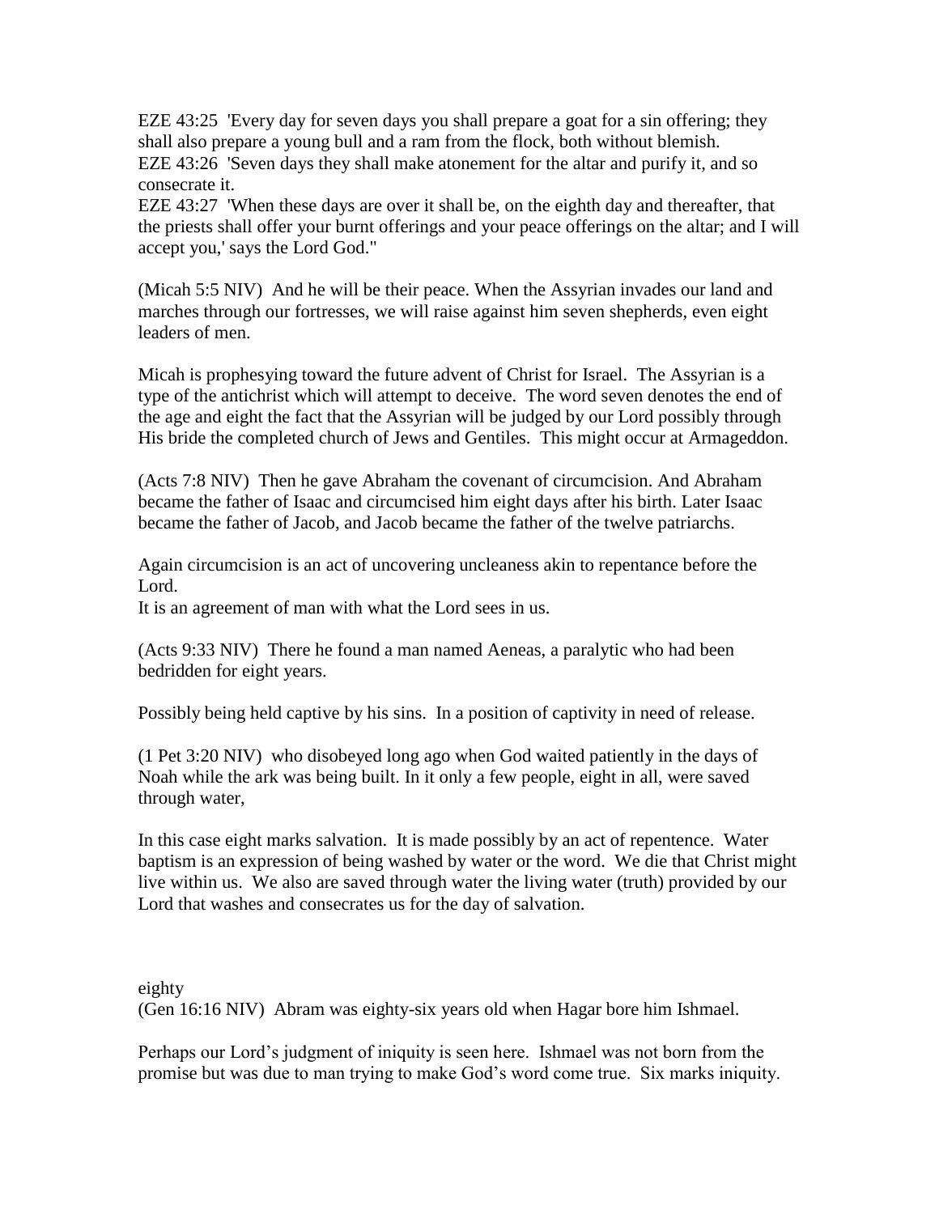EZE 43:25 'Every day for seven days you shall prepare a goat for a sin offering; they shall also prepare a young bull and a ram from the flock, both without blemish.
EZE 43:26 'Seven days they shall make atonement for the altar and purify it, and so consecrate it.
EZE 43:27 'When these days are over it shall be, on the eighth day and thereafter, that the priests shall offer your burnt offerings and your peace offerings on the altar; and I will accept you,' says the Lord God."

(Micah 5:5 NIV) And he will be their peace. When the Assyrian invades our land and marches through our fortresses, we will raise against him seven shepherds, even eight leaders of men.

Micah is prophesying toward the future advent of Christ for Israel. The Assyrian is a type of the antichrist which will attempt to deceive. The word seven denotes the end of the age and eight the fact that the Assyrian will be judged by our Lord possibly through His bride the completed church of Jews and Gentiles. This might occur at Armageddon.

(Acts 7:8 NIV) Then he gave Abraham the covenant of circumcision. And Abraham became the father of Isaac and circumcised him eight days after his birth. Later Isaac became the father of Jacob, and Jacob became the father of the twelve patriarchs.

Again circumcision is an act of uncovering uncleaness akin to repentance before the Lord.
It is an agreement of man with what the Lord sees in us.

(Acts 9:33 NIV) There he found a man named Aeneas, a paralytic who had been bedridden for eight years.

Possibly being held captive by his sins. In a position of captivity in need of release.

(1 Pet 3:20 NIV) who disobeyed long ago when God waited patiently in the days of Noah while the ark was being built. In it only a few people, eight in all, were saved through water,

In this case eight marks salvation. It is made possibly by an act of repentence. Water baptism is an expression of being washed by water or the word. We die that Christ might live within us. We also are saved through water the living water (truth) provided by our Lord that washes and consecrates us for the day of salvation.

eighty
(Gen 16:16 NIV) Abram was eighty-six years old when Hagar bore him Ishmael.

Perhaps our Lord's judgment of iniquity is seen here. Ishmael was not born from the promise but was due to man trying to make God's word come true. Six marks iniquity.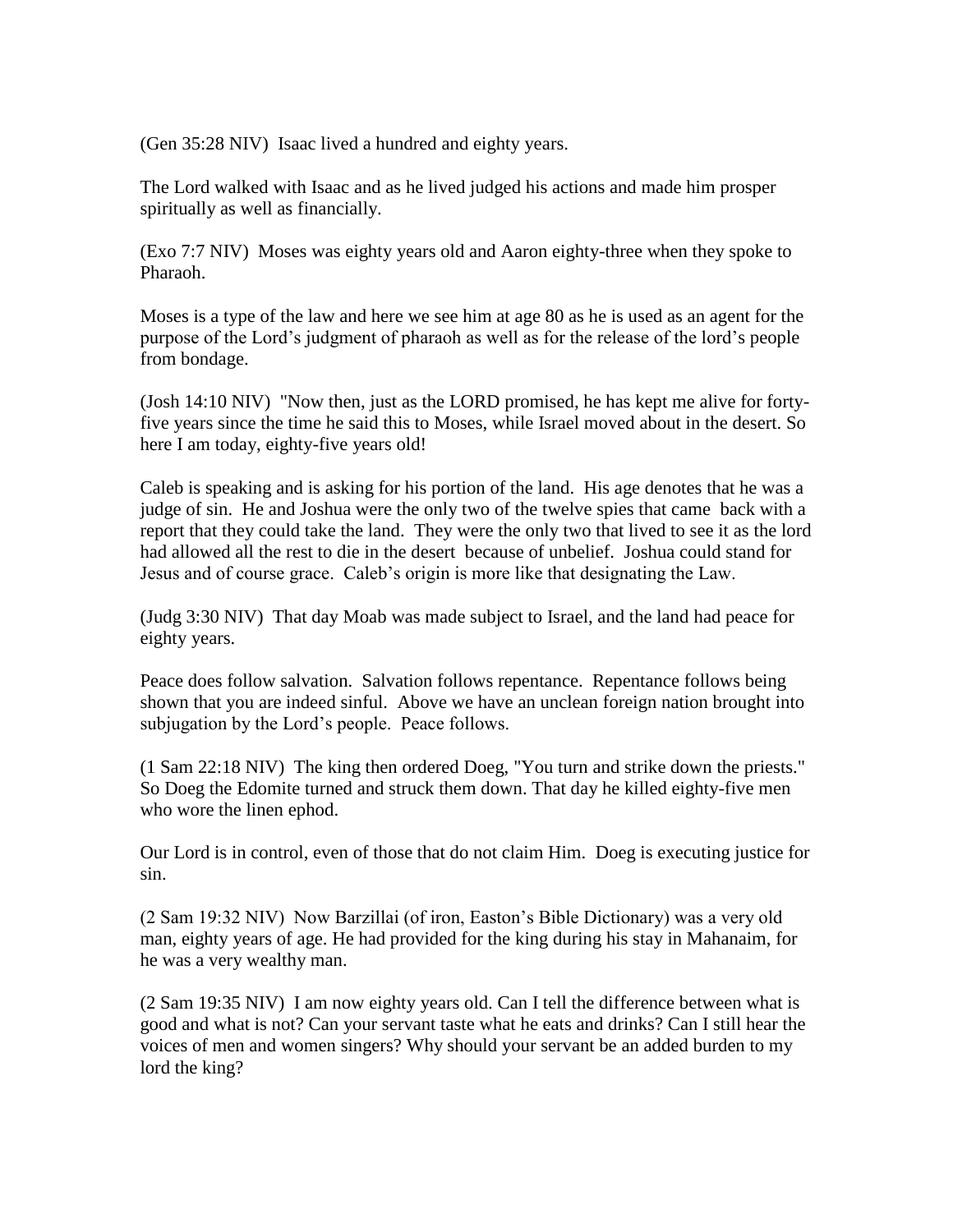(Gen 35:28 NIV)  Isaac lived a hundred and eighty years.

The Lord walked with Isaac and as he lived judged his actions and made him prosper spiritually as well as financially.

(Exo 7:7 NIV)  Moses was eighty years old and Aaron eighty-three when they spoke to Pharaoh.

Moses is a type of the law and here we see him at age 80 as he is used as an agent for the purpose of the Lord's judgment of pharaoh as well as for the release of the lord's people from bondage.

(Josh 14:10 NIV)  "Now then, just as the LORD promised, he has kept me alive for forty-five years since the time he said this to Moses, while Israel moved about in the desert. So here I am today, eighty-five years old!

Caleb is speaking and is asking for his portion of the land.  His age denotes that he was a judge of sin.  He and Joshua were the only two of the twelve spies that came  back with a report that they could take the land.  They were the only two that lived to see it as the lord had allowed all the rest to die in the desert  because of unbelief.  Joshua could stand for Jesus and of course grace.  Caleb's origin is more like that designating the Law.

(Judg 3:30 NIV)  That day Moab was made subject to Israel, and the land had peace for eighty years.

Peace does follow salvation.  Salvation follows repentance.  Repentance follows being shown that you are indeed sinful.  Above we have an unclean foreign nation brought into subjugation by the Lord's people.  Peace follows.

(1 Sam 22:18 NIV)  The king then ordered Doeg, "You turn and strike down the priests." So Doeg the Edomite turned and struck them down. That day he killed eighty-five men who wore the linen ephod.

Our Lord is in control, even of those that do not claim Him.  Doeg is executing justice for sin.

(2 Sam 19:32 NIV)  Now Barzillai (of iron, Easton's Bible Dictionary) was a very old man, eighty years of age. He had provided for the king during his stay in Mahanaim, for he was a very wealthy man.

(2 Sam 19:35 NIV)  I am now eighty years old. Can I tell the difference between what is good and what is not? Can your servant taste what he eats and drinks? Can I still hear the voices of men and women singers? Why should your servant be an added burden to my lord the king?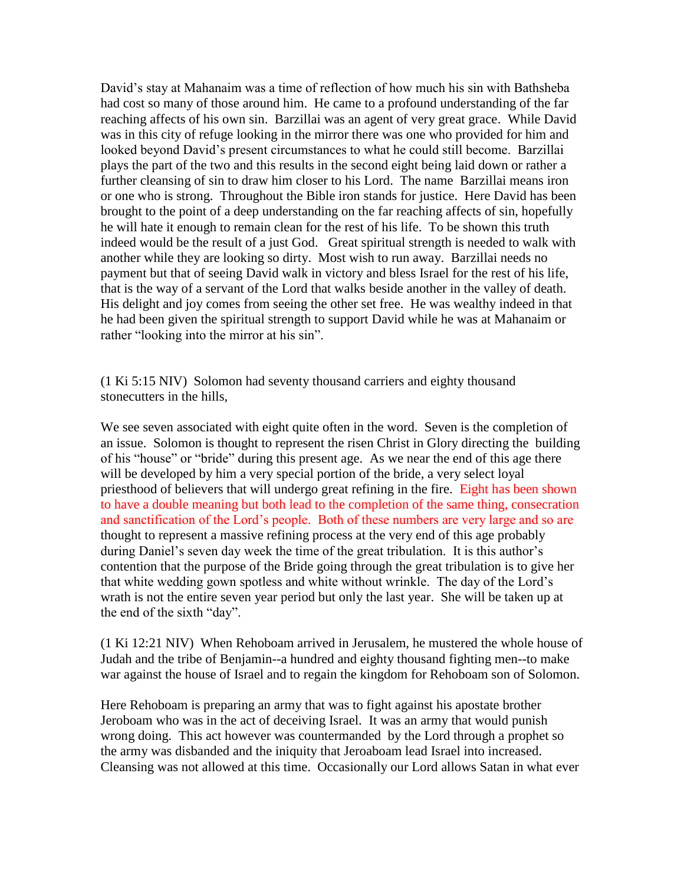David's stay at Mahanaim was a time of reflection of how much his sin with Bathsheba had cost so many of those around him. He came to a profound understanding of the far reaching affects of his own sin. Barzillai was an agent of very great grace. While David was in this city of refuge looking in the mirror there was one who provided for him and looked beyond David's present circumstances to what he could still become. Barzillai plays the part of the two and this results in the second eight being laid down or rather a further cleansing of sin to draw him closer to his Lord. The name Barzillai means iron or one who is strong. Throughout the Bible iron stands for justice. Here David has been brought to the point of a deep understanding on the far reaching affects of sin, hopefully he will hate it enough to remain clean for the rest of his life. To be shown this truth indeed would be the result of a just God. Great spiritual strength is needed to walk with another while they are looking so dirty. Most wish to run away. Barzillai needs no payment but that of seeing David walk in victory and bless Israel for the rest of his life, that is the way of a servant of the Lord that walks beside another in the valley of death. His delight and joy comes from seeing the other set free. He was wealthy indeed in that he had been given the spiritual strength to support David while he was at Mahanaim or rather "looking into the mirror at his sin".

(1 Ki 5:15 NIV) Solomon had seventy thousand carriers and eighty thousand stonecutters in the hills,

We see seven associated with eight quite often in the word. Seven is the completion of an issue. Solomon is thought to represent the risen Christ in Glory directing the building of his "house" or "bride" during this present age. As we near the end of this age there will be developed by him a very special portion of the bride, a very select loyal priesthood of believers that will undergo great refining in the fire. Eight has been shown to have a double meaning but both lead to the completion of the same thing, consecration and sanctification of the Lord's people. Both of these numbers are very large and so are thought to represent a massive refining process at the very end of this age probably during Daniel's seven day week the time of the great tribulation. It is this author's contention that the purpose of the Bride going through the great tribulation is to give her that white wedding gown spotless and white without wrinkle. The day of the Lord's wrath is not the entire seven year period but only the last year. She will be taken up at the end of the sixth "day".

(1 Ki 12:21 NIV) When Rehoboam arrived in Jerusalem, he mustered the whole house of Judah and the tribe of Benjamin--a hundred and eighty thousand fighting men--to make war against the house of Israel and to regain the kingdom for Rehoboam son of Solomon.

Here Rehoboam is preparing an army that was to fight against his apostate brother Jeroboam who was in the act of deceiving Israel. It was an army that would punish wrong doing. This act however was countermanded by the Lord through a prophet so the army was disbanded and the iniquity that Jeroaboam lead Israel into increased. Cleansing was not allowed at this time. Occasionally our Lord allows Satan in what ever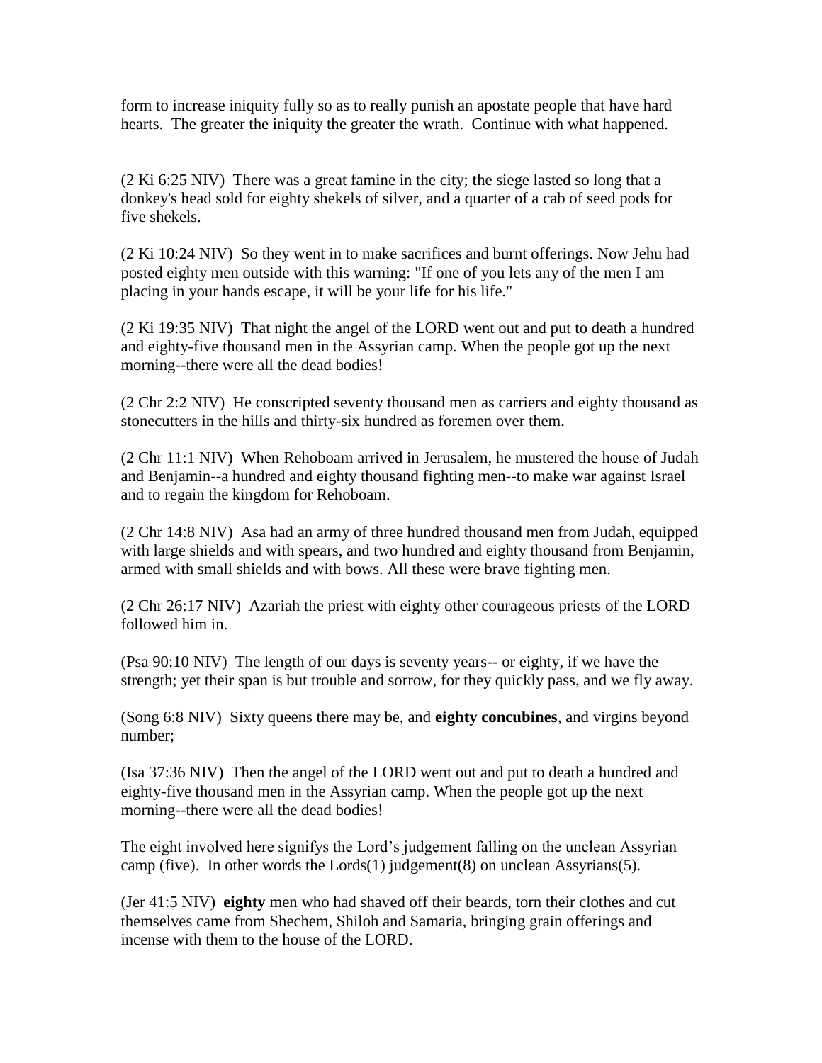form to increase iniquity fully so as to really punish an apostate people that have hard hearts. The greater the iniquity the greater the wrath. Continue with what happened.

(2 Ki 6:25 NIV) There was a great famine in the city; the siege lasted so long that a donkey's head sold for eighty shekels of silver, and a quarter of a cab of seed pods for five shekels.

(2 Ki 10:24 NIV) So they went in to make sacrifices and burnt offerings. Now Jehu had posted eighty men outside with this warning: "If one of you lets any of the men I am placing in your hands escape, it will be your life for his life."

(2 Ki 19:35 NIV) That night the angel of the LORD went out and put to death a hundred and eighty-five thousand men in the Assyrian camp. When the people got up the next morning--there were all the dead bodies!

(2 Chr 2:2 NIV) He conscripted seventy thousand men as carriers and eighty thousand as stonecutters in the hills and thirty-six hundred as foremen over them.

(2 Chr 11:1 NIV) When Rehoboam arrived in Jerusalem, he mustered the house of Judah and Benjamin--a hundred and eighty thousand fighting men--to make war against Israel and to regain the kingdom for Rehoboam.

(2 Chr 14:8 NIV) Asa had an army of three hundred thousand men from Judah, equipped with large shields and with spears, and two hundred and eighty thousand from Benjamin, armed with small shields and with bows. All these were brave fighting men.

(2 Chr 26:17 NIV) Azariah the priest with eighty other courageous priests of the LORD followed him in.

(Psa 90:10 NIV) The length of our days is seventy years-- or eighty, if we have the strength; yet their span is but trouble and sorrow, for they quickly pass, and we fly away.

(Song 6:8 NIV) Sixty queens there may be, and **eighty concubines**, and virgins beyond number;

(Isa 37:36 NIV) Then the angel of the LORD went out and put to death a hundred and eighty-five thousand men in the Assyrian camp. When the people got up the next morning--there were all the dead bodies!

The eight involved here signifys the Lord's judgement falling on the unclean Assyrian camp (five). In other words the Lords(1) judgement(8) on unclean Assyrians(5).

(Jer 41:5 NIV) **eighty** men who had shaved off their beards, torn their clothes and cut themselves came from Shechem, Shiloh and Samaria, bringing grain offerings and incense with them to the house of the LORD.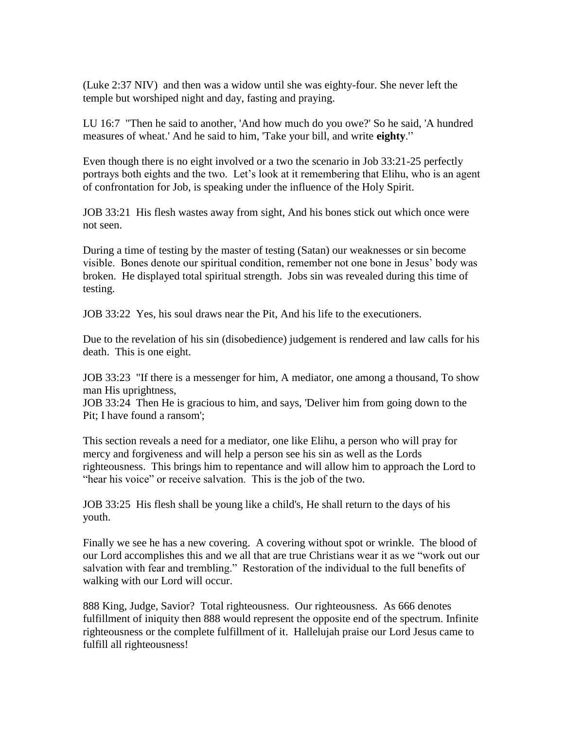(Luke 2:37 NIV) and then was a widow until she was eighty-four. She never left the temple but worshiped night and day, fasting and praying.

LU 16:7 "Then he said to another, 'And how much do you owe?' So he said, 'A hundred measures of wheat.' And he said to him, 'Take your bill, and write **eighty**.'"

Even though there is no eight involved or a two the scenario in Job 33:21-25 perfectly portrays both eights and the two. Let's look at it remembering that Elihu, who is an agent of confrontation for Job, is speaking under the influence of the Holy Spirit.

JOB 33:21 His flesh wastes away from sight, And his bones stick out which once were not seen.

During a time of testing by the master of testing (Satan) our weaknesses or sin become visible. Bones denote our spiritual condition, remember not one bone in Jesus' body was broken. He displayed total spiritual strength. Jobs sin was revealed during this time of testing.

JOB 33:22 Yes, his soul draws near the Pit, And his life to the executioners.

Due to the revelation of his sin (disobedience) judgement is rendered and law calls for his death. This is one eight.

JOB 33:23 "If there is a messenger for him, A mediator, one among a thousand, To show man His uprightness,
JOB 33:24 Then He is gracious to him, and says, 'Deliver him from going down to the Pit; I have found a ransom';

This section reveals a need for a mediator, one like Elihu, a person who will pray for mercy and forgiveness and will help a person see his sin as well as the Lords righteousness. This brings him to repentance and will allow him to approach the Lord to "hear his voice" or receive salvation. This is the job of the two.

JOB 33:25 His flesh shall be young like a child's, He shall return to the days of his youth.

Finally we see he has a new covering. A covering without spot or wrinkle. The blood of our Lord accomplishes this and we all that are true Christians wear it as we "work out our salvation with fear and trembling." Restoration of the individual to the full benefits of walking with our Lord will occur.

888 King, Judge, Savior? Total righteousness. Our righteousness. As 666 denotes fulfillment of iniquity then 888 would represent the opposite end of the spectrum. Infinite righteousness or the complete fulfillment of it. Hallelujah praise our Lord Jesus came to fulfill all righteousness!